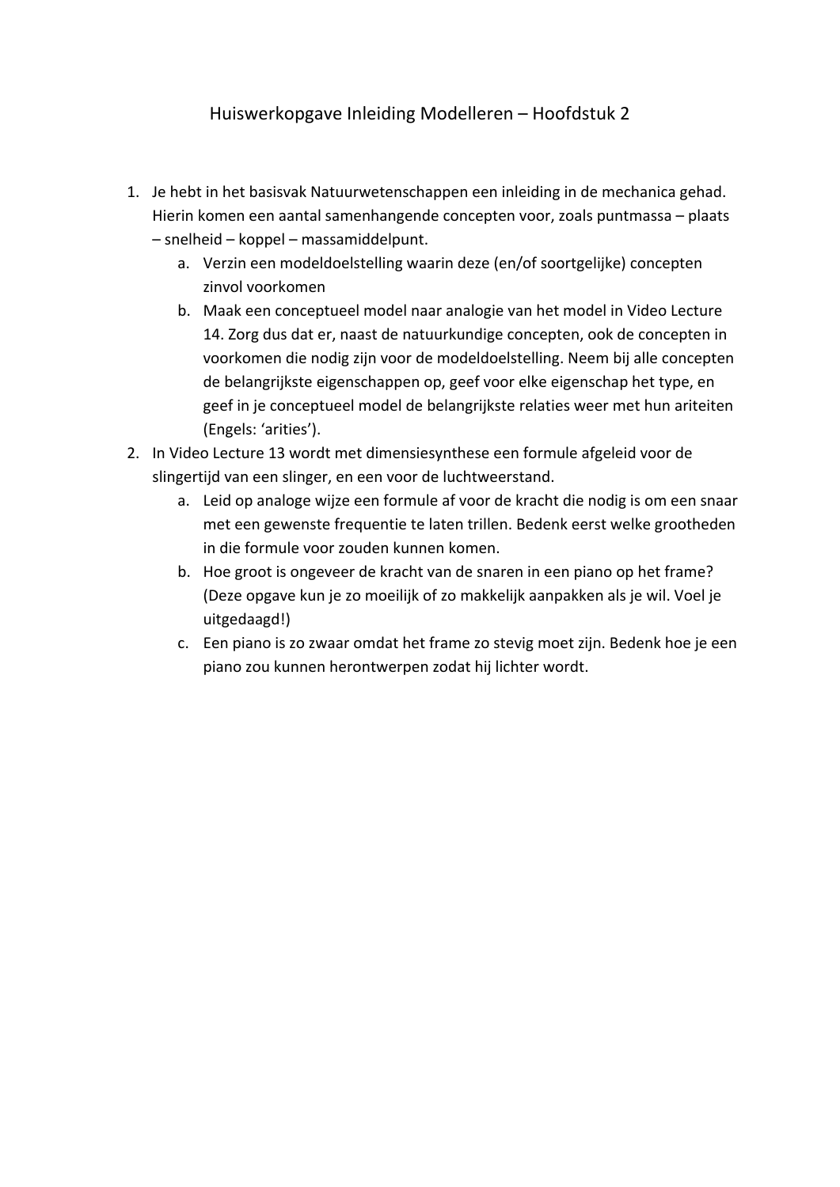# Huiswerkopgave Inleiding Modelleren – Hoofdstuk 2

1. Je hebt in het basisvak Natuurwetenschappen een inleiding in de mechanica gehad. Hierin komen een aantal samenhangende concepten voor, zoals puntmassa – plaats – snelheid – koppel – massamiddelpunt.
   a. Verzin een modeldoelstelling waarin deze (en/of soortgelijke) concepten zinvol voorkomen
   b. Maak een conceptueel model naar analogie van het model in Video Lecture 14. Zorg dus dat er, naast de natuurkundige concepten, ook de concepten in voorkomen die nodig zijn voor de modeldoelstelling. Neem bij alle concepten de belangrijkste eigenschappen op, geef voor elke eigenschap het type, en geef in je conceptueel model de belangrijkste relaties weer met hun ariteiten (Engels: 'arities').
2. In Video Lecture 13 wordt met dimensiesynthese een formule afgeleid voor de slingertijd van een slinger, en een voor de luchtweerstand.
   a. Leid op analoge wijze een formule af voor de kracht die nodig is om een snaar met een gewenste frequentie te laten trillen. Bedenk eerst welke grootheden in die formule voor zouden kunnen komen.
   b. Hoe groot is ongeveer de kracht van de snaren in een piano op het frame? (Deze opgave kun je zo moeilijk of zo makkelijk aanpakken als je wil. Voel je uitgedaagd!)
   c. Een piano is zo zwaar omdat het frame zo stevig moet zijn. Bedenk hoe je een piano zou kunnen herontwerpen zodat hij lichter wordt.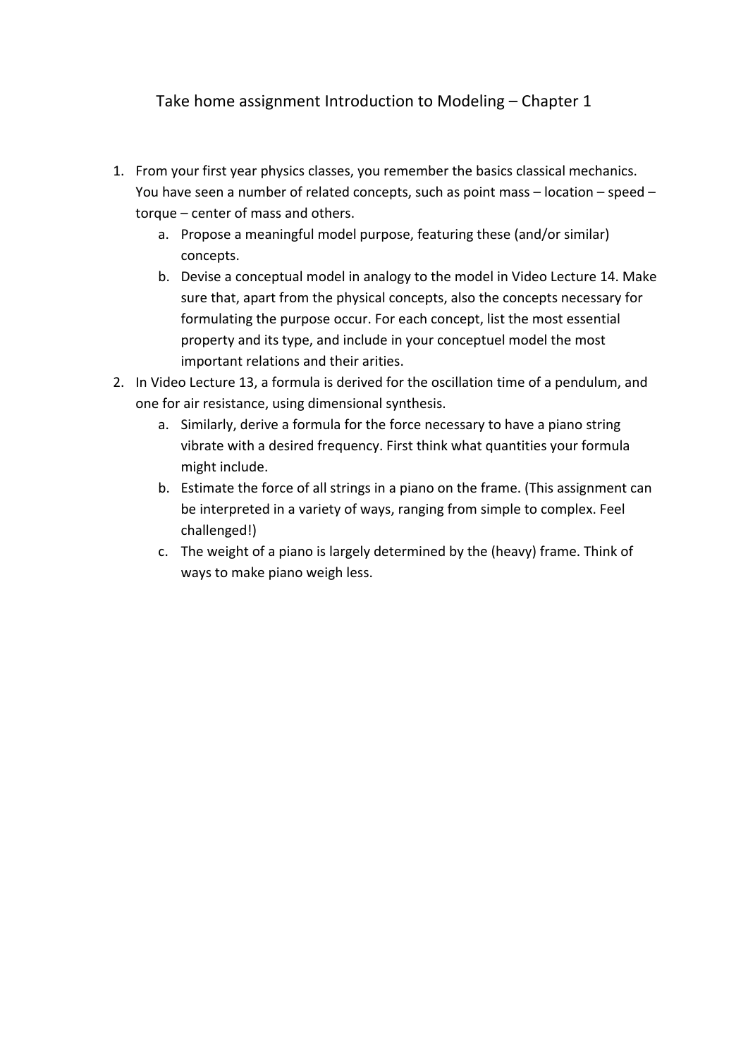# Take home assignment Introduction to Modeling – Chapter 1

1. From your first year physics classes, you remember the basics classical mechanics. You have seen a number of related concepts, such as point mass – location – speed – torque – center of mass and others.
   a. Propose a meaningful model purpose, featuring these (and/or similar) concepts.
   b. Devise a conceptual model in analogy to the model in Video Lecture 14. Make sure that, apart from the physical concepts, also the concepts necessary for formulating the purpose occur. For each concept, list the most essential property and its type, and include in your conceptuel model the most important relations and their arities.
2. In Video Lecture 13, a formula is derived for the oscillation time of a pendulum, and one for air resistance, using dimensional synthesis.
   a. Similarly, derive a formula for the force necessary to have a piano string vibrate with a desired frequency. First think what quantities your formula might include.
   b. Estimate the force of all strings in a piano on the frame. (This assignment can be interpreted in a variety of ways, ranging from simple to complex. Feel challenged!)
   c. The weight of a piano is largely determined by the (heavy) frame. Think of ways to make piano weigh less.